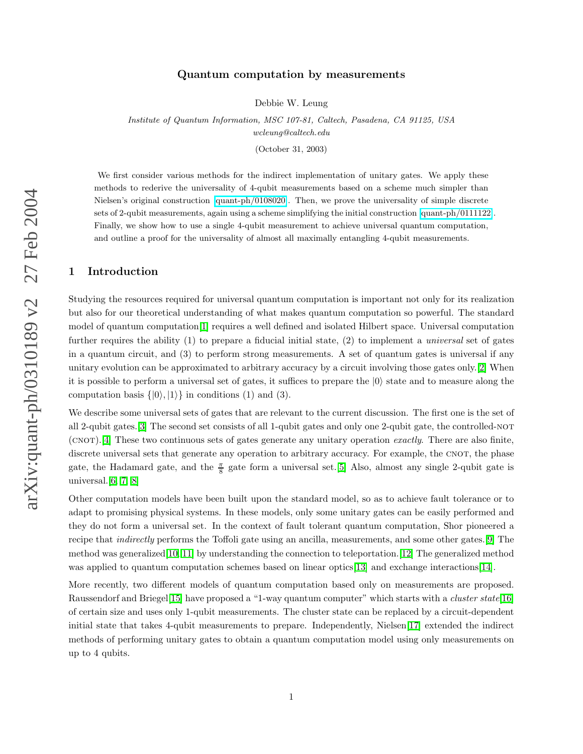# Quantum computation by measurements

Debbie W. Leung

*Institute of Quantum Information, MSC 107-81, Caltech, Pasadena, CA 91125, USA*
*wcleung@caltech.edu*

(October 31, 2003)

We first consider various methods for the indirect implementation of unitary gates. We apply these methods to rederive the universality of 4-qubit measurements based on a scheme much simpler than Nielsen's original construction quant-ph/0108020. Then, we prove the universality of simple discrete sets of 2-qubit measurements, again using a scheme simplifying the initial construction quant-ph/0111122. Finally, we show how to use a single 4-qubit measurement to achieve universal quantum computation, and outline a proof for the universality of almost all maximally entangling 4-qubit measurements.

## 1 Introduction

Studying the resources required for universal quantum computation is important not only for its realization but also for our theoretical understanding of what makes quantum computation so powerful. The standard model of quantum computation[1] requires a well defined and isolated Hilbert space. Universal computation further requires the ability (1) to prepare a fiducial initial state, (2) to implement a *universal* set of gates in a quantum circuit, and (3) to perform strong measurements. A set of quantum gates is universal if any unitary evolution can be approximated to arbitrary accuracy by a circuit involving those gates only.[2] When it is possible to perform a universal set of gates, it suffices to prepare the $|0\rangle$ state and to measure along the computation basis $\{|0\rangle, |1\rangle\}$ in conditions (1) and (3).

We describe some universal sets of gates that are relevant to the current discussion. The first one is the set of all 2-qubit gates.[3] The second set consists of all 1-qubit gates and only one 2-qubit gate, the controlled-NOT (CNOT).[4] These two continuous sets of gates generate any unitary operation *exactly*. There are also finite, discrete universal sets that generate any operation to arbitrary accuracy. For example, the CNOT, the phase gate, the Hadamard gate, and the $\frac{\pi}{8}$ gate form a universal set.[5] Also, almost any single 2-qubit gate is universal.[6][7][8]

Other computation models have been built upon the standard model, so as to achieve fault tolerance or to adapt to promising physical systems. In these models, only some unitary gates can be easily performed and they do not form a universal set. In the context of fault tolerant quantum computation, Shor pioneered a recipe that *indirectly* performs the Toffoli gate using an ancilla, measurements, and some other gates.[9] The method was generalized[10][11] by understanding the connection to teleportation.[12] The generalized method was applied to quantum computation schemes based on linear optics[13] and exchange interactions[14].

More recently, two different models of quantum computation based only on measurements are proposed. Raussendorf and Briegel[15] have proposed a "1-way quantum computer" which starts with a *cluster state*[16] of certain size and uses only 1-qubit measurements. The cluster state can be replaced by a circuit-dependent initial state that takes 4-qubit measurements to prepare. Independently, Nielsen[17] extended the indirect methods of performing unitary gates to obtain a quantum computation model using only measurements on up to 4 qubits.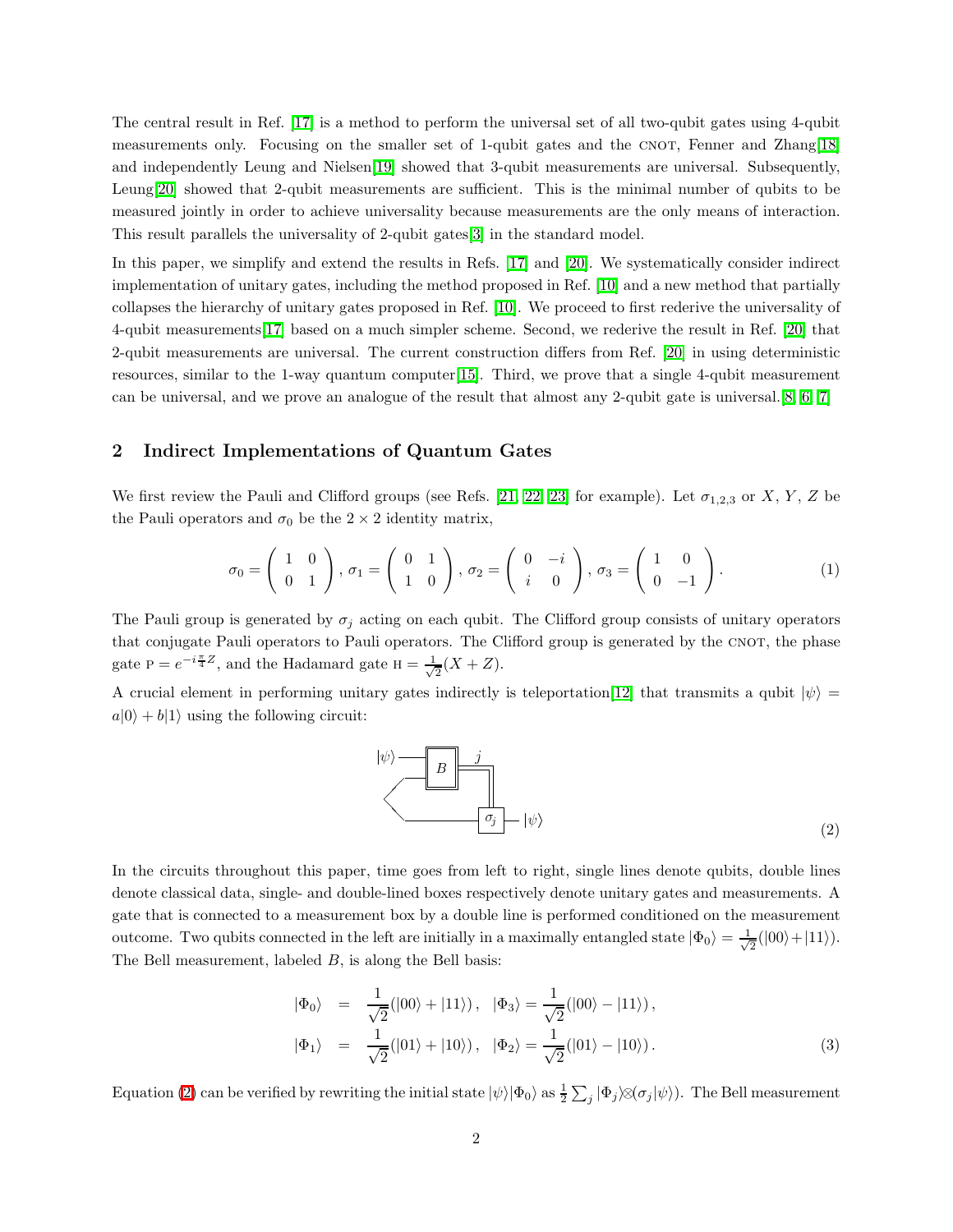The central result in Ref. [17] is a method to perform the universal set of all two-qubit gates using 4-qubit measurements only. Focusing on the smaller set of 1-qubit gates and the CNOT, Fenner and Zhang[18] and independently Leung and Nielsen[19] showed that 3-qubit measurements are universal. Subsequently, Leung[20] showed that 2-qubit measurements are sufficient. This is the minimal number of qubits to be measured jointly in order to achieve universality because measurements are the only means of interaction. This result parallels the universality of 2-qubit gates[3] in the standard model.

In this paper, we simplify and extend the results in Refs. [17] and [20]. We systematically consider indirect implementation of unitary gates, including the method proposed in Ref. [10] and a new method that partially collapses the hierarchy of unitary gates proposed in Ref. [10]. We proceed to first rederive the universality of 4-qubit measurements[17] based on a much simpler scheme. Second, we rederive the result in Ref. [20] that 2-qubit measurements are universal. The current construction differs from Ref. [20] in using deterministic resources, similar to the 1-way quantum computer[15]. Third, we prove that a single 4-qubit measurement can be universal, and we prove an analogue of the result that almost any 2-qubit gate is universal.[8, 6, 7]

## 2 Indirect Implementations of Quantum Gates

We first review the Pauli and Clifford groups (see Refs. [21, 22, 23] for example). Let $\sigma_{1,2,3}$ or $X$, $Y$, $Z$ be the Pauli operators and $\sigma_0$ be the $2 \times 2$ identity matrix,

$$\sigma_0 = \begin{pmatrix} 1 & 0 \\ 0 & 1 \end{pmatrix}, \sigma_1 = \begin{pmatrix} 0 & 1 \\ 1 & 0 \end{pmatrix}, \sigma_2 = \begin{pmatrix} 0 & -i \\ i & 0 \end{pmatrix}, \sigma_3 = \begin{pmatrix} 1 & 0 \\ 0 & -1 \end{pmatrix}. \tag{1}$$

The Pauli group is generated by $\sigma_j$ acting on each qubit. The Clifford group consists of unitary operators that conjugate Pauli operators to Pauli operators. The Clifford group is generated by the CNOT, the phase gate $\text{P} = e^{-i\frac{\pi}{4}Z}$, and the Hadamard gate $\text{H} = \frac{1}{\sqrt{2}}(X + Z)$.

A crucial element in performing unitary gates indirectly is teleportation[12] that transmits a qubit $|\psi\rangle = a|0\rangle + b|1\rangle$ using the following circuit:

$$|\psi\rangle \;\text{—}\; \boxed{B} \;\overset{j}{\Longrightarrow}\; \boxed{\sigma_j} \;\text{—}\; |\psi\rangle \tag{2}$$

In the circuits throughout this paper, time goes from left to right, single lines denote qubits, double lines denote classical data, single- and double-lined boxes respectively denote unitary gates and measurements. A gate that is connected to a measurement box by a double line is performed conditioned on the measurement outcome. Two qubits connected in the left are initially in a maximally entangled state $|\Phi_0\rangle = \frac{1}{\sqrt{2}}(|00\rangle + |11\rangle)$. The Bell measurement, labeled $B$, is along the Bell basis:

$$\begin{aligned}
|\Phi_0\rangle &= \frac{1}{\sqrt{2}}(|00\rangle + |11\rangle)\,, \quad |\Phi_3\rangle = \frac{1}{\sqrt{2}}(|00\rangle - |11\rangle)\,, \\
|\Phi_1\rangle &= \frac{1}{\sqrt{2}}(|01\rangle + |10\rangle)\,, \quad |\Phi_2\rangle = \frac{1}{\sqrt{2}}(|01\rangle - |10\rangle)\,.
\end{aligned} \tag{3}$$

Equation (2) can be verified by rewriting the initial state $|\psi\rangle|\Phi_0\rangle$ as $\frac{1}{2}\sum_j |\Phi_j\rangle \otimes (\sigma_j|\psi\rangle)$. The Bell measurement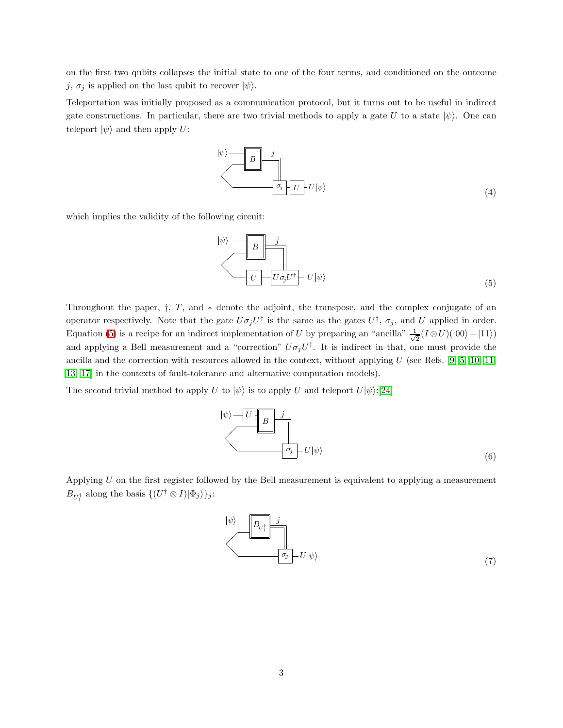on the first two qubits collapses the initial state to one of the four terms, and conditioned on the outcome $j$, $\sigma_j$ is applied on the last qubit to recover $|\psi\rangle$.

Teleportation was initially proposed as a communication protocol, but it turns out to be useful in indirect gate constructions. In particular, there are two trivial methods to apply a gate $U$ to a state $|\psi\rangle$. One can teleport $|\psi\rangle$ and then apply $U$:

(4)

which implies the validity of the following circuit:

(5)

Throughout the paper, $\dagger$, $T$, and $*$ denote the adjoint, the transpose, and the complex conjugate of an operator respectively. Note that the gate $U\sigma_j U^\dagger$ is the same as the gates $U^\dagger$, $\sigma_j$, and $U$ applied in order. Equation (5) is a recipe for an indirect implementation of $U$ by preparing an "ancilla" $\frac{1}{\sqrt{2}}(I \otimes U)(|00\rangle + |11\rangle)$ and applying a Bell measurement and a "correction" $U\sigma_j U^\dagger$. It is indirect in that, one must provide the ancilla and the correction with resources allowed in the context, without applying $U$ (see Refs. [9, 5, 10, 11, 13, 17] in the contexts of fault-tolerance and alternative computation models).

The second trivial method to apply $U$ to $|\psi\rangle$ is to apply $U$ and teleport $U|\psi\rangle$:[24]

(6)

Applying $U$ on the first register followed by the Bell measurement is equivalent to applying a measurement $B_{U_1^\dagger}$ along the basis $\{(U^\dagger \otimes I)|\Phi_j\rangle\}_j$:

(7)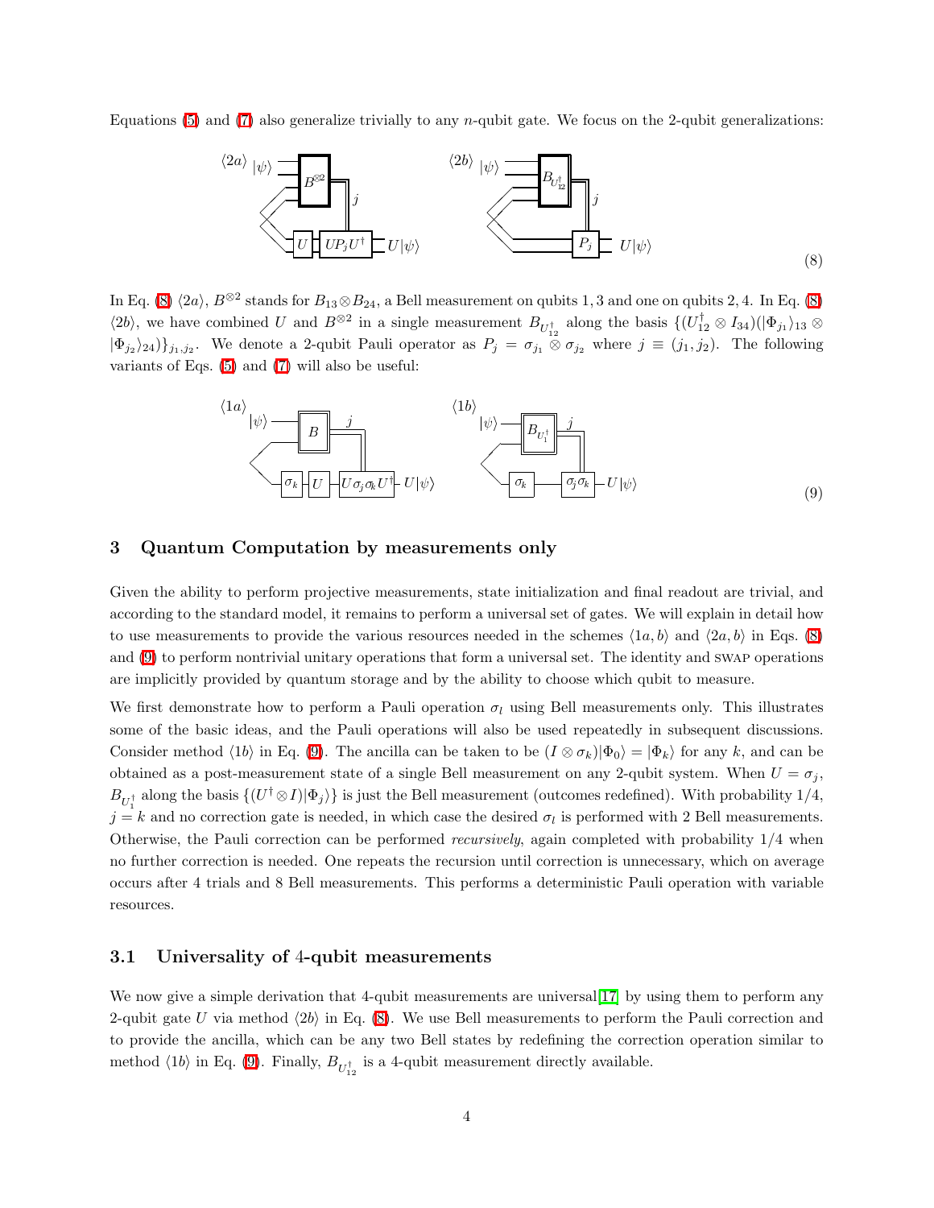Equations (5) and (7) also generalize trivially to any $n$-qubit gate. We focus on the 2-qubit generalizations:

$$\langle 2a\rangle \qquad \langle 2b\rangle \tag{8}$$

In Eq. (8) $\langle 2a\rangle$, $B^{\otimes 2}$ stands for $B_{13}\otimes B_{24}$, a Bell measurement on qubits $1,3$ and one on qubits $2,4$. In Eq. (8) $\langle 2b\rangle$, we have combined $U$ and $B^{\otimes 2}$ in a single measurement $B_{U_{12}^\dagger}$ along the basis $\{(U_{12}^\dagger \otimes I_{34})(|\Phi_{j_1}\rangle_{13} \otimes |\Phi_{j_2}\rangle_{24})\}_{j_1,j_2}$. We denote a 2-qubit Pauli operator as $P_j = \sigma_{j_1} \otimes \sigma_{j_2}$ where $j \equiv (j_1, j_2)$. The following variants of Eqs. (5) and (7) will also be useful:

$$\langle 1a\rangle \qquad \langle 1b\rangle \tag{9}$$

## 3 Quantum Computation by measurements only

Given the ability to perform projective measurements, state initialization and final readout are trivial, and according to the standard model, it remains to perform a universal set of gates. We will explain in detail how to use measurements to provide the various resources needed in the schemes $\langle 1a, b\rangle$ and $\langle 2a, b\rangle$ in Eqs. (8) and (9) to perform nontrivial unitary operations that form a universal set. The identity and SWAP operations are implicitly provided by quantum storage and by the ability to choose which qubit to measure.

We first demonstrate how to perform a Pauli operation $\sigma_l$ using Bell measurements only. This illustrates some of the basic ideas, and the Pauli operations will also be used repeatedly in subsequent discussions. Consider method $\langle 1b\rangle$ in Eq. (9). The ancilla can be taken to be $(I \otimes \sigma_k)|\Phi_0\rangle = |\Phi_k\rangle$ for any $k$, and can be obtained as a post-measurement state of a single Bell measurement on any 2-qubit system. When $U = \sigma_j$, $B_{U_1^\dagger}$ along the basis $\{(U^\dagger \otimes I)|\Phi_j\rangle\}$ is just the Bell measurement (outcomes redefined). With probability $1/4$, $j = k$ and no correction gate is needed, in which case the desired $\sigma_l$ is performed with 2 Bell measurements. Otherwise, the Pauli correction can be performed *recursively*, again completed with probability $1/4$ when no further correction is needed. One repeats the recursion until correction is unnecessary, which on average occurs after 4 trials and 8 Bell measurements. This performs a deterministic Pauli operation with variable resources.

### 3.1 Universality of 4-qubit measurements

We now give a simple derivation that 4-qubit measurements are universal[17] by using them to perform any 2-qubit gate $U$ via method $\langle 2b\rangle$ in Eq. (8). We use Bell measurements to perform the Pauli correction and to provide the ancilla, which can be any two Bell states by redefining the correction operation similar to method $\langle 1b\rangle$ in Eq. (9). Finally, $B_{U_{12}^\dagger}$ is a 4-qubit measurement directly available.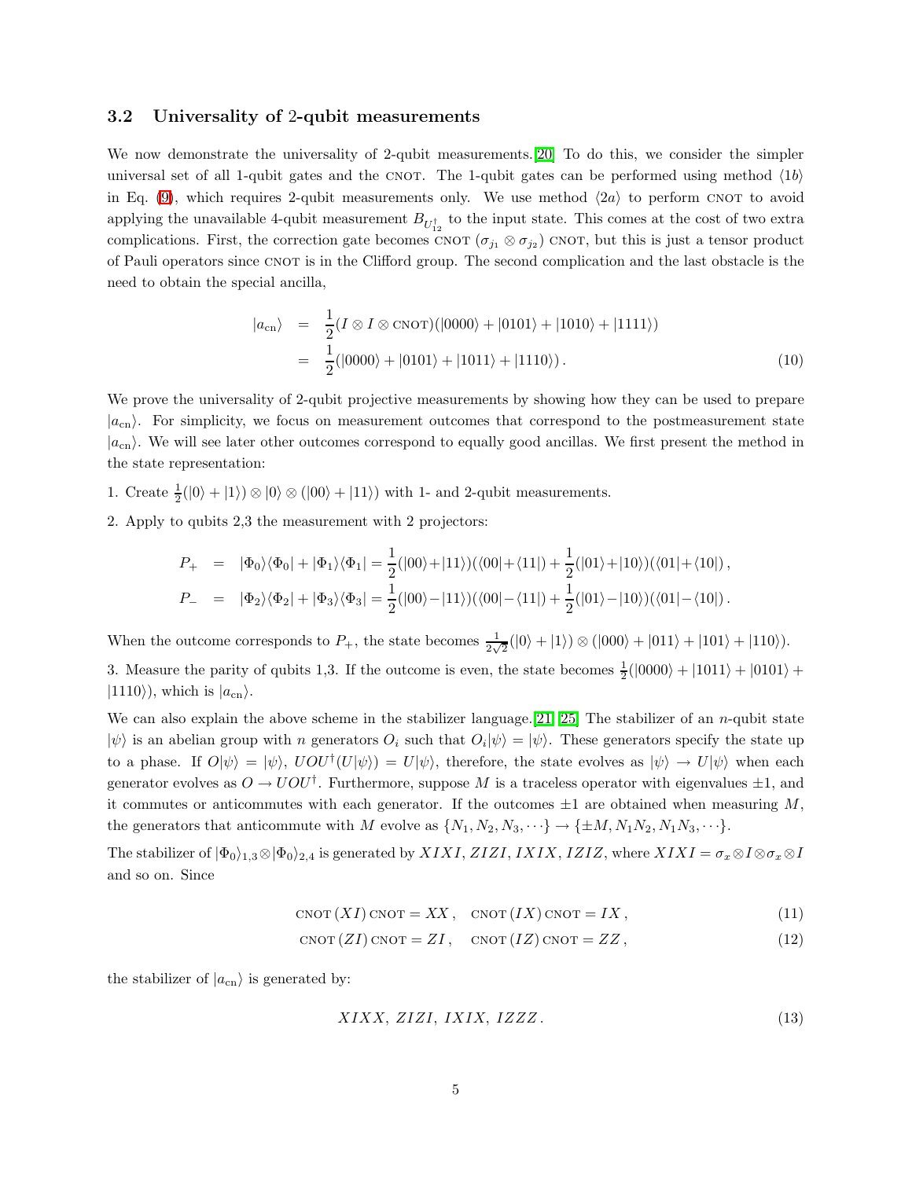### 3.2 Universality of 2-qubit measurements

We now demonstrate the universality of 2-qubit measurements.[20] To do this, we consider the simpler universal set of all 1-qubit gates and the CNOT. The 1-qubit gates can be performed using method $\langle 1b \rangle$ in Eq. (9), which requires 2-qubit measurements only. We use method $\langle 2a \rangle$ to perform CNOT to avoid applying the unavailable 4-qubit measurement $B_{U_{12}^\dagger}$ to the input state. This comes at the cost of two extra complications. First, the correction gate becomes CNOT $(\sigma_{j_1} \otimes \sigma_{j_2})$ CNOT, but this is just a tensor product of Pauli operators since CNOT is in the Clifford group. The second complication and the last obstacle is the need to obtain the special ancilla,

$$
\begin{aligned}
|a_{\rm cn}\rangle &= \frac{1}{2}(I \otimes I \otimes \text{CNOT})(|0000\rangle + |0101\rangle + |1010\rangle + |1111\rangle) \\
&= \frac{1}{2}(|0000\rangle + |0101\rangle + |1011\rangle + |1110\rangle)\,. 
\end{aligned} \tag{10}
$$

We prove the universality of 2-qubit projective measurements by showing how they can be used to prepare $|a_{\rm cn}\rangle$. For simplicity, we focus on measurement outcomes that correspond to the postmeasurement state $|a_{\rm cn}\rangle$. We will see later other outcomes correspond to equally good ancillas. We first present the method in the state representation:

1. Create $\frac{1}{2}(|0\rangle + |1\rangle) \otimes |0\rangle \otimes (|00\rangle + |11\rangle)$ with 1- and 2-qubit measurements.

2. Apply to qubits 2,3 the measurement with 2 projectors:

$$
\begin{aligned}
P_+ &= |\Phi_0\rangle\langle\Phi_0| + |\Phi_1\rangle\langle\Phi_1| = \frac{1}{2}(|00\rangle+|11\rangle)(\langle 00|+\langle 11|) + \frac{1}{2}(|01\rangle+|10\rangle)(\langle 01|+\langle 10|)\,, \\
P_- &= |\Phi_2\rangle\langle\Phi_2| + |\Phi_3\rangle\langle\Phi_3| = \frac{1}{2}(|00\rangle-|11\rangle)(\langle 00|-\langle 11|) + \frac{1}{2}(|01\rangle-|10\rangle)(\langle 01|-\langle 10|)\,.
\end{aligned}
$$

When the outcome corresponds to $P_+$, the state becomes $\frac{1}{2\sqrt{2}}(|0\rangle + |1\rangle) \otimes (|000\rangle + |011\rangle + |101\rangle + |110\rangle)$.

3. Measure the parity of qubits 1,3. If the outcome is even, the state becomes $\frac{1}{2}(|0000\rangle + |1011\rangle + |0101\rangle + |1110\rangle)$, which is $|a_{\rm cn}\rangle$.

We can also explain the above scheme in the stabilizer language.[21, 25] The stabilizer of an $n$-qubit state $|\psi\rangle$ is an abelian group with $n$ generators $O_i$ such that $O_i|\psi\rangle = |\psi\rangle$. These generators specify the state up to a phase. If $O|\psi\rangle = |\psi\rangle$, $UOU^\dagger(U|\psi\rangle) = U|\psi\rangle$, therefore, the state evolves as $|\psi\rangle \to U|\psi\rangle$ when each generator evolves as $O \to UOU^\dagger$. Furthermore, suppose $M$ is a traceless operator with eigenvalues $\pm 1$, and it commutes or anticommutes with each generator. If the outcomes $\pm 1$ are obtained when measuring $M$, the generators that anticommute with $M$ evolve as $\{N_1, N_2, N_3, \cdots\} \to \{\pm M, N_1 N_2, N_1 N_3, \cdots\}$.

The stabilizer of $|\Phi_0\rangle_{1,3} \otimes |\Phi_0\rangle_{2,4}$ is generated by $XIXI$, $ZIZI$, $IXIX$, $IZIZ$, where $XIXI = \sigma_x \otimes I \otimes \sigma_x \otimes I$ and so on. Since

$$
\text{CNOT}\,(XI)\,\text{CNOT} = XX\,, \quad \text{CNOT}\,(IX)\,\text{CNOT} = IX\,, \tag{11}
$$

$$
\text{CNOT}\,(ZI)\,\text{CNOT} = ZI\,, \quad \text{CNOT}\,(IZ)\,\text{CNOT} = ZZ\,, \tag{12}
$$

the stabilizer of $|a_{\rm cn}\rangle$ is generated by:

$$
XIXX,\; ZIZI,\; IXIX,\; IZZZ\,. \tag{13}
$$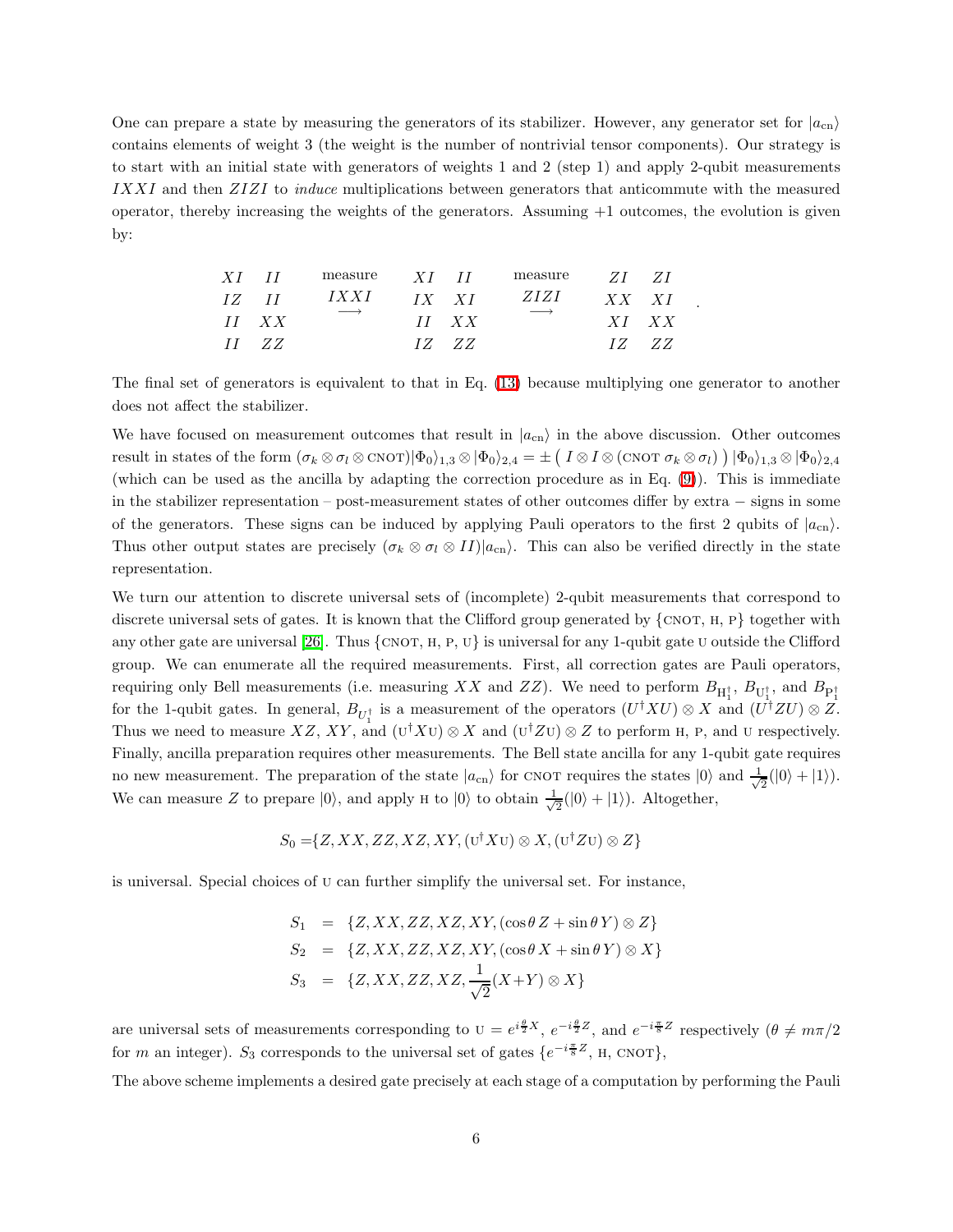One can prepare a state by measuring the generators of its stabilizer. However, any generator set for $|a_{\rm cn}\rangle$ contains elements of weight 3 (the weight is the number of nontrivial tensor components). Our strategy is to start with an initial state with generators of weights 1 and 2 (step 1) and apply 2-qubit measurements $IXXI$ and then $ZIZI$ to *induce* multiplications between generators that anticommute with the measured operator, thereby increasing the weights of the generators. Assuming +1 outcomes, the evolution is given by:

$$
\begin{array}{ll} XI & II \\ IZ & II \\ II & XX \\ II & ZZ \end{array}
\quad \overset{\text{measure}}{\underset{\longrightarrow}{IXXI}} \quad
\begin{array}{ll} XI & II \\ IX & XI \\ II & XX \\ IZ & ZZ \end{array}
\quad \overset{\text{measure}}{\underset{\longrightarrow}{ZIZI}} \quad
\begin{array}{ll} ZI & ZI \\ XX & XI \\ XI & XX \\ IZ & ZZ \end{array} .
$$

The final set of generators is equivalent to that in Eq. (13) because multiplying one generator to another does not affect the stabilizer.

We have focused on measurement outcomes that result in $|a_{\rm cn}\rangle$ in the above discussion. Other outcomes result in states of the form $(\sigma_k \otimes \sigma_l \otimes \text{CNOT})|\Phi_0\rangle_{1,3} \otimes |\Phi_0\rangle_{2,4} = \pm \left( I \otimes I \otimes (\text{CNOT}\ \sigma_k \otimes \sigma_l) \right) |\Phi_0\rangle_{1,3} \otimes |\Phi_0\rangle_{2,4}$ (which can be used as the ancilla by adapting the correction procedure as in Eq. (9)). This is immediate in the stabilizer representation – post-measurement states of other outcomes differ by extra $-$ signs in some of the generators. These signs can be induced by applying Pauli operators to the first 2 qubits of $|a_{\rm cn}\rangle$. Thus other output states are precisely $(\sigma_k \otimes \sigma_l \otimes II)|a_{\rm cn}\rangle$. This can also be verified directly in the state representation.

We turn our attention to discrete universal sets of (incomplete) 2-qubit measurements that correspond to discrete universal sets of gates. It is known that the Clifford group generated by {CNOT, H, P} together with any other gate are universal [26]. Thus {CNOT, H, P, U} is universal for any 1-qubit gate U outside the Clifford group. We can enumerate all the required measurements. First, all correction gates are Pauli operators, requiring only Bell measurements (i.e. measuring $XX$ and $ZZ$). We need to perform $B_{\rm H_1^\dagger}$, $B_{\rm U_1^\dagger}$, and $B_{\rm P_1^\dagger}$ for the 1-qubit gates. In general, $B_{U_1^\dagger}$ is a measurement of the operators $(U^\dagger X U) \otimes X$ and $(U^\dagger Z U) \otimes Z$. Thus we need to measure $XZ$, $XY$, and $({\rm U}^\dagger X {\rm U}) \otimes X$ and $({\rm U}^\dagger Z {\rm U}) \otimes Z$ to perform H, P, and U respectively. Finally, ancilla preparation requires other measurements. The Bell state ancilla for any 1-qubit gate requires no new measurement. The preparation of the state $|a_{\rm cn}\rangle$ for CNOT requires the states $|0\rangle$ and $\frac{1}{\sqrt{2}}(|0\rangle + |1\rangle)$. We can measure $Z$ to prepare $|0\rangle$, and apply H to $|0\rangle$ to obtain $\frac{1}{\sqrt{2}}(|0\rangle + |1\rangle)$. Altogether,

$$S_0 = \{Z, XX, ZZ, XZ, XY, ({\rm U}^\dagger X {\rm U}) \otimes X, ({\rm U}^\dagger Z {\rm U}) \otimes Z\}$$

is universal. Special choices of U can further simplify the universal set. For instance,

$$
\begin{aligned}
S_1 &= \{Z, XX, ZZ, XZ, XY, (\cos\theta\, Z + \sin\theta\, Y) \otimes Z\} \\
S_2 &= \{Z, XX, ZZ, XZ, XY, (\cos\theta\, X + \sin\theta\, Y) \otimes X\} \\
S_3 &= \{Z, XX, ZZ, XZ, \frac{1}{\sqrt{2}}(X + Y) \otimes X\}
\end{aligned}
$$

are universal sets of measurements corresponding to ${\rm U} = e^{i\frac{\theta}{2}X}$, $e^{-i\frac{\theta}{2}Z}$, and $e^{-i\frac{\pi}{8}Z}$ respectively ($\theta \neq m\pi/2$ for $m$ an integer). $S_3$ corresponds to the universal set of gates $\{e^{-i\frac{\pi}{8}Z}$, H, CNOT$\}$,

The above scheme implements a desired gate precisely at each stage of a computation by performing the Pauli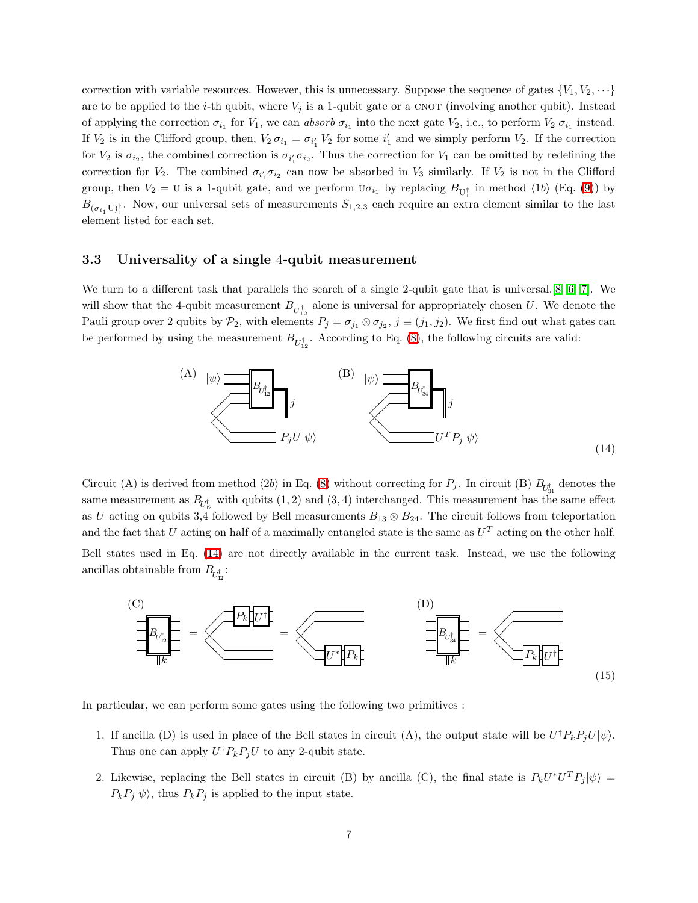correction with variable resources. However, this is unnecessary. Suppose the sequence of gates $\{V_1, V_2, \cdots\}$ are to be applied to the $i$-th qubit, where $V_j$ is a 1-qubit gate or a CNOT (involving another qubit). Instead of applying the correction $\sigma_{i_1}$ for $V_1$, we can *absorb* $\sigma_{i_1}$ into the next gate $V_2$, i.e., to perform $V_2\, \sigma_{i_1}$ instead. If $V_2$ is in the Clifford group, then, $V_2\, \sigma_{i_1} = \sigma_{i'_1}\, V_2$ for some $i'_1$ and we simply perform $V_2$. If the correction for $V_2$ is $\sigma_{i_2}$, the combined correction is $\sigma_{i'_1}\sigma_{i_2}$. Thus the correction for $V_1$ can be omitted by redefining the correction for $V_2$. The combined $\sigma_{i'_1}\sigma_{i_2}$ can now be absorbed in $V_3$ similarly. If $V_2$ is not in the Clifford group, then $V_2 = \mathrm{U}$ is a 1-qubit gate, and we perform $\mathrm{U}\sigma_{i_1}$ by replacing $B_{\mathrm{U}_1^\dagger}$ in method $\langle 1b \rangle$ (Eq. (9)) by $B_{(\sigma_{i_1}\mathrm{U})_1^\dagger}$. Now, our universal sets of measurements $S_{1,2,3}$ each require an extra element similar to the last element listed for each set.

### 3.3 Universality of a single 4-qubit measurement

We turn to a different task that parallels the search of a single 2-qubit gate that is universal.[8, 6, 7]. We will show that the 4-qubit measurement $B_{U_{12}^\dagger}$ alone is universal for appropriately chosen $U$. We denote the Pauli group over 2 qubits by $\mathcal{P}_2$, with elements $P_j = \sigma_{j_1} \otimes \sigma_{j_2}$, $j \equiv (j_1, j_2)$. We first find out what gates can be performed by using the measurement $B_{U_{12}^\dagger}$. According to Eq. (8), the following circuits are valid:

(A) input $|\psi\rangle$, measurement $B_{U_{12}^\dagger}$ with outcome $j$, output $P_j U|\psi\rangle$. (B) input $|\psi\rangle$, measurement $B_{U_{34}^\dagger}$ with outcome $j$, output $U^T P_j|\psi\rangle$. (14)

Circuit (A) is derived from method $\langle 2b \rangle$ in Eq. (8) without correcting for $P_j$. In circuit (B) $B_{U_{34}^\dagger}$ denotes the same measurement as $B_{U_{12}^\dagger}$ with qubits $(1,2)$ and $(3,4)$ interchanged. This measurement has the same effect as $U$ acting on qubits 3,4 followed by Bell measurements $B_{13} \otimes B_{24}$. The circuit follows from teleportation and the fact that $U$ acting on half of a maximally entangled state is the same as $U^T$ acting on the other half.

Bell states used in Eq. (14) are not directly available in the current task. Instead, we use the following ancillas obtainable from $B_{U_{12}^\dagger}$:

(C) $B_{U_{12}^\dagger}$ with outcome $k$ = Bell pair with $P_k$, $U^\dagger$ on one half = Bell pair with $U^*$, $P_k$ on the other half. (D) $B_{U_{34}^\dagger}$ with outcome $k$ = Bell pair with $P_k$, $U^\dagger$ on the second half. (15)

In particular, we can perform some gates using the following two primitives :

1. If ancilla (D) is used in place of the Bell states in circuit (A), the output state will be $U^\dagger P_k P_j U|\psi\rangle$. Thus one can apply $U^\dagger P_k P_j U$ to any 2-qubit state.
2. Likewise, replacing the Bell states in circuit (B) by ancilla (C), the final state is $P_k U^* U^T P_j|\psi\rangle = P_k P_j|\psi\rangle$, thus $P_k P_j$ is applied to the input state.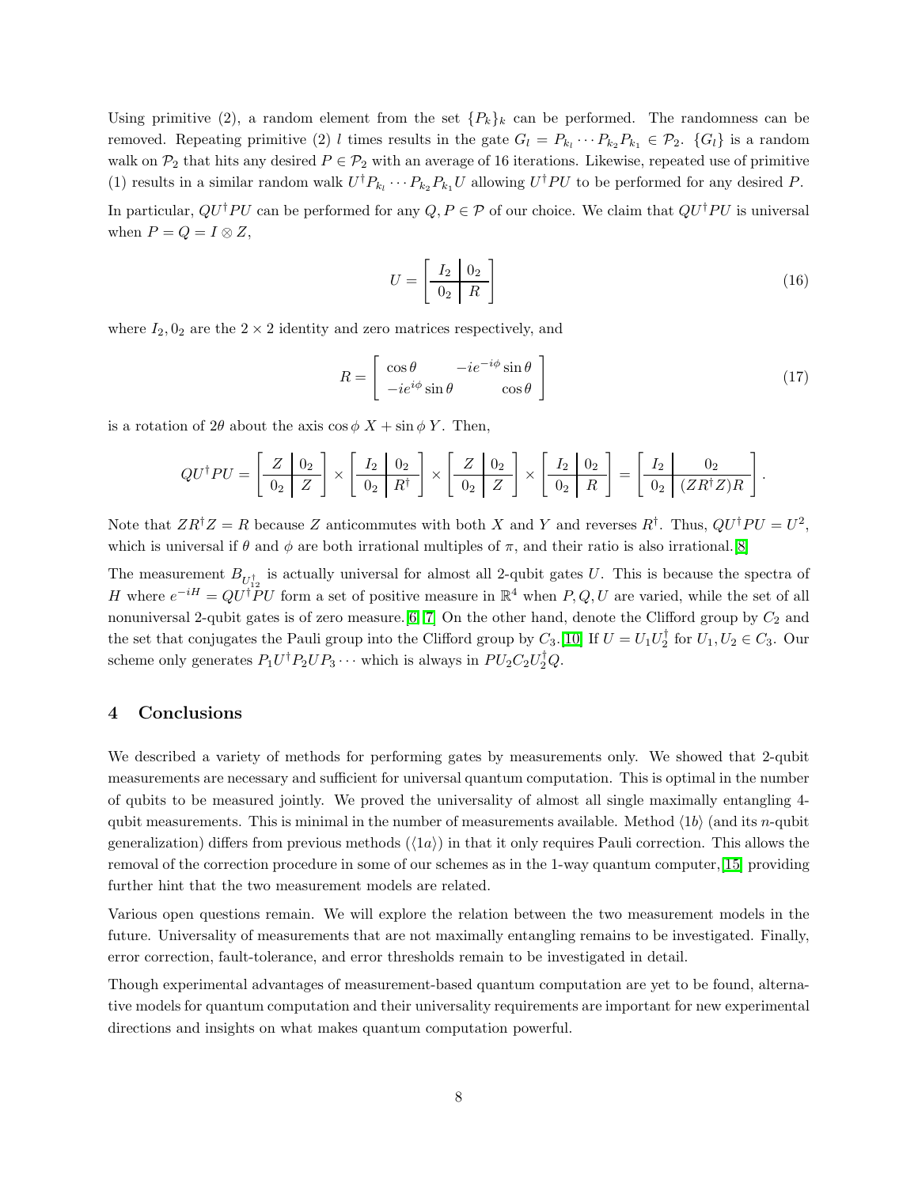Using primitive (2), a random element from the set $\{P_k\}_k$ can be performed. The randomness can be removed. Repeating primitive (2) $l$ times results in the gate $G_l = P_{k_l} \cdots P_{k_2} P_{k_1} \in \mathcal{P}_2$. $\{G_l\}$ is a random walk on $\mathcal{P}_2$ that hits any desired $P \in \mathcal{P}_2$ with an average of 16 iterations. Likewise, repeated use of primitive (1) results in a similar random walk $U^\dagger P_{k_l} \cdots P_{k_2} P_{k_1} U$ allowing $U^\dagger P U$ to be performed for any desired $P$.

In particular, $QU^\dagger PU$ can be performed for any $Q, P \in \mathcal{P}$ of our choice. We claim that $QU^\dagger PU$ is universal when $P = Q = I \otimes Z$,

$$U = \left[\begin{array}{c|c} I_2 & 0_2 \\ \hline 0_2 & R \end{array}\right] \tag{16}$$

where $I_2, 0_2$ are the $2 \times 2$ identity and zero matrices respectively, and

$$R = \left[\begin{array}{cc} \cos\theta & -ie^{-i\phi}\sin\theta \\ -ie^{i\phi}\sin\theta & \cos\theta \end{array}\right] \tag{17}$$

is a rotation of $2\theta$ about the axis $\cos\phi\, X + \sin\phi\, Y$. Then,

$$QU^\dagger PU = \left[\begin{array}{c|c} Z & 0_2 \\ \hline 0_2 & Z \end{array}\right] \times \left[\begin{array}{c|c} I_2 & 0_2 \\ \hline 0_2 & R^\dagger \end{array}\right] \times \left[\begin{array}{c|c} Z & 0_2 \\ \hline 0_2 & Z \end{array}\right] \times \left[\begin{array}{c|c} I_2 & 0_2 \\ \hline 0_2 & R \end{array}\right] = \left[\begin{array}{c|c} I_2 & 0_2 \\ \hline 0_2 & (ZR^\dagger Z)R \end{array}\right].$$

Note that $ZR^\dagger Z = R$ because $Z$ anticommutes with both $X$ and $Y$ and reverses $R^\dagger$. Thus, $QU^\dagger PU = U^2$, which is universal if $\theta$ and $\phi$ are both irrational multiples of $\pi$, and their ratio is also irrational.[8]

The measurement $B_{U_{12}^\dagger}$ is actually universal for almost all 2-qubit gates $U$. This is because the spectra of $H$ where $e^{-iH} = QU^\dagger PU$ form a set of positive measure in $\mathbb{R}^4$ when $P, Q, U$ are varied, while the set of all nonuniversal 2-qubit gates is of zero measure.[6][7] On the other hand, denote the Clifford group by $C_2$ and the set that conjugates the Pauli group into the Clifford group by $C_3$.[10] If $U = U_1 U_2^\dagger$ for $U_1, U_2 \in C_3$. Our scheme only generates $P_1 U^\dagger P_2 U P_3 \cdots$ which is always in $PU_2 C_2 U_2^\dagger Q$.

## 4 Conclusions

We described a variety of methods for performing gates by measurements only. We showed that 2-qubit measurements are necessary and sufficient for universal quantum computation. This is optimal in the number of qubits to be measured jointly. We proved the universality of almost all single maximally entangling 4-qubit measurements. This is minimal in the number of measurements available. Method $\langle 1b\rangle$ (and its $n$-qubit generalization) differs from previous methods ($\langle 1a\rangle$) in that it only requires Pauli correction. This allows the removal of the correction procedure in some of our schemes as in the 1-way quantum computer,[15] providing further hint that the two measurement models are related.

Various open questions remain. We will explore the relation between the two measurement models in the future. Universality of measurements that are not maximally entangling remains to be investigated. Finally, error correction, fault-tolerance, and error thresholds remain to be investigated in detail.

Though experimental advantages of measurement-based quantum computation are yet to be found, alternative models for quantum computation and their universality requirements are important for new experimental directions and insights on what makes quantum computation powerful.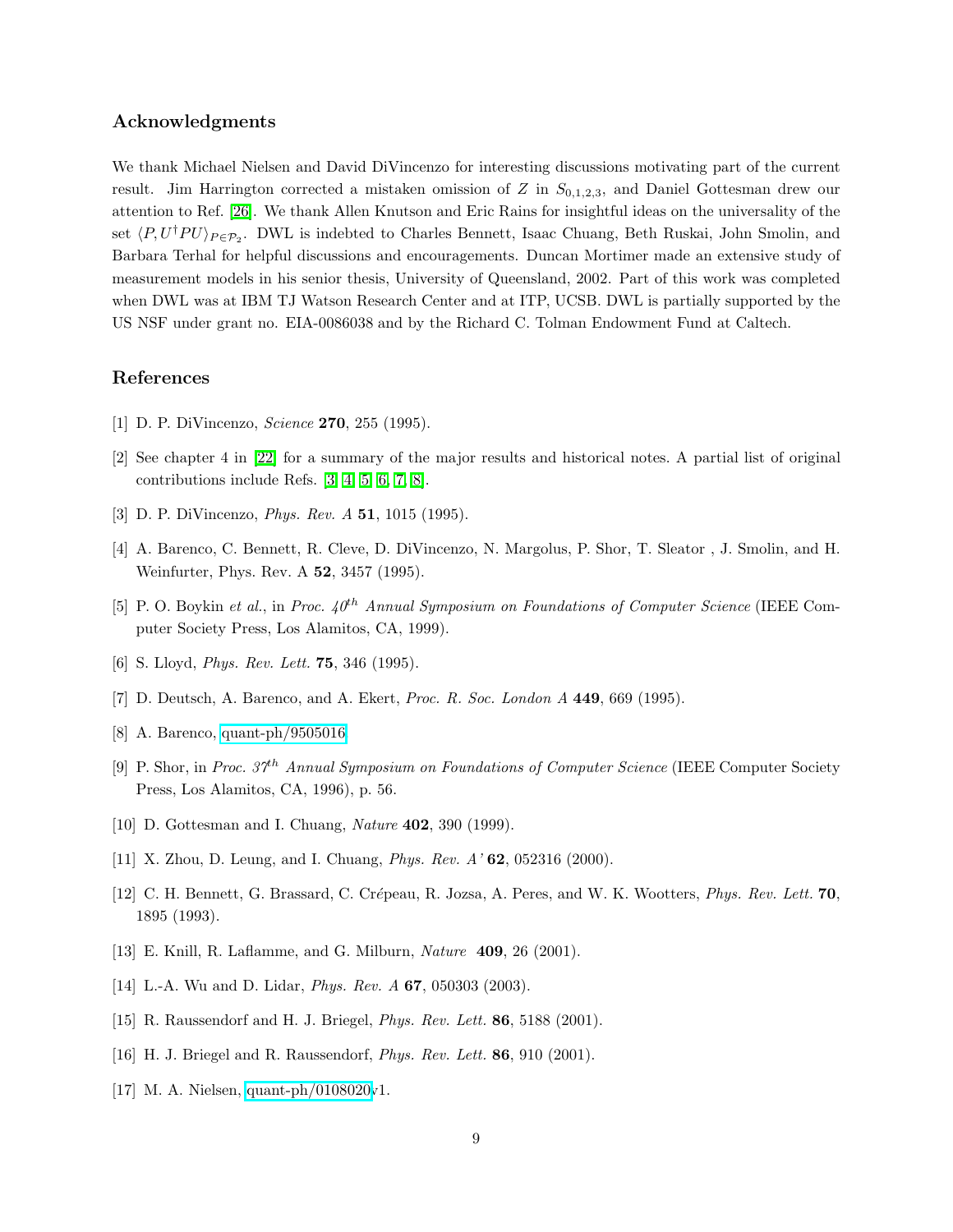## Acknowledgments

We thank Michael Nielsen and David DiVincenzo for interesting discussions motivating part of the current result. Jim Harrington corrected a mistaken omission of $Z$ in $S_{0,1,2,3}$, and Daniel Gottesman drew our attention to Ref. [26]. We thank Allen Knutson and Eric Rains for insightful ideas on the universality of the set $\langle P, U^\dagger P U \rangle_{P \in \mathcal{P}_2}$. DWL is indebted to Charles Bennett, Isaac Chuang, Beth Ruskai, John Smolin, and Barbara Terhal for helpful discussions and encouragements. Duncan Mortimer made an extensive study of measurement models in his senior thesis, University of Queensland, 2002. Part of this work was completed when DWL was at IBM TJ Watson Research Center and at ITP, UCSB. DWL is partially supported by the US NSF under grant no. EIA-0086038 and by the Richard C. Tolman Endowment Fund at Caltech.

## References

[1] D. P. DiVincenzo, *Science* **270**, 255 (1995).

[2] See chapter 4 in [22] for a summary of the major results and historical notes. A partial list of original contributions include Refs. [3, 4, 5, 6, 7, 8].

[3] D. P. DiVincenzo, *Phys. Rev. A* **51**, 1015 (1995).

[4] A. Barenco, C. Bennett, R. Cleve, D. DiVincenzo, N. Margolus, P. Shor, T. Sleator , J. Smolin, and H. Weinfurter, Phys. Rev. A **52**, 3457 (1995).

[5] P. O. Boykin *et al.*, in *Proc. 40$^{th}$ Annual Symposium on Foundations of Computer Science* (IEEE Computer Society Press, Los Alamitos, CA, 1999).

[6] S. Lloyd, *Phys. Rev. Lett.* **75**, 346 (1995).

[7] D. Deutsch, A. Barenco, and A. Ekert, *Proc. R. Soc. London A* **449**, 669 (1995).

[8] A. Barenco, quant-ph/9505016.

[9] P. Shor, in *Proc. 37$^{th}$ Annual Symposium on Foundations of Computer Science* (IEEE Computer Society Press, Los Alamitos, CA, 1996), p. 56.

[10] D. Gottesman and I. Chuang, *Nature* **402**, 390 (1999).

[11] X. Zhou, D. Leung, and I. Chuang, *Phys. Rev. A'* **62**, 052316 (2000).

[12] C. H. Bennett, G. Brassard, C. Crépeau, R. Jozsa, A. Peres, and W. K. Wootters, *Phys. Rev. Lett.* **70**, 1895 (1993).

[13] E. Knill, R. Laflamme, and G. Milburn, *Nature* **409**, 26 (2001).

[14] L.-A. Wu and D. Lidar, *Phys. Rev. A* **67**, 050303 (2003).

[15] R. Raussendorf and H. J. Briegel, *Phys. Rev. Lett.* **86**, 5188 (2001).

[16] H. J. Briegel and R. Raussendorf, *Phys. Rev. Lett.* **86**, 910 (2001).

[17] M. A. Nielsen, quant-ph/0108020v1.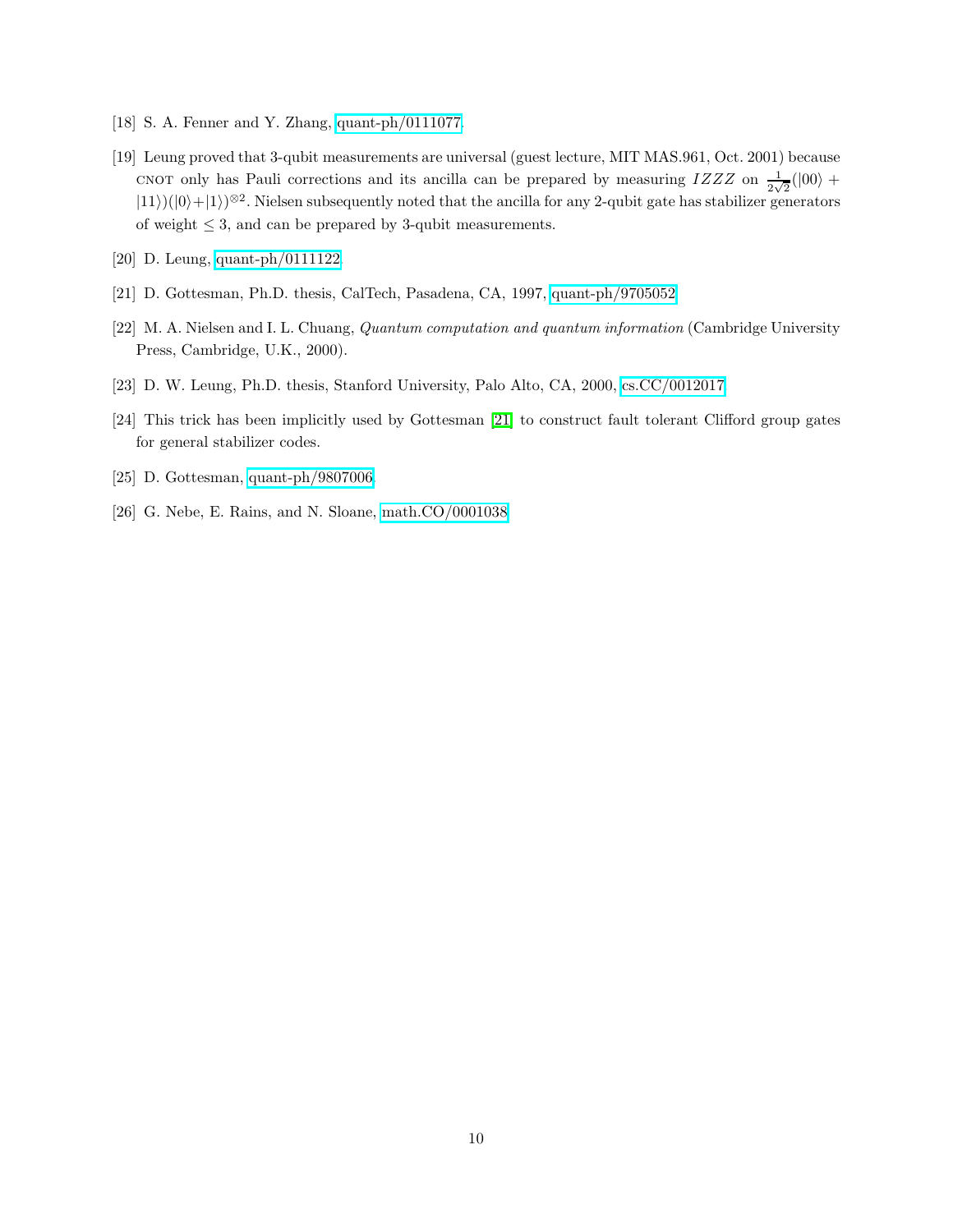[18] S. A. Fenner and Y. Zhang, quant-ph/0111077.

[19] Leung proved that 3-qubit measurements are universal (guest lecture, MIT MAS.961, Oct. 2001) because CNOT only has Pauli corrections and its ancilla can be prepared by measuring $IZZZ$ on $\frac{1}{2\sqrt{2}}(|00\rangle + |11\rangle)(|0\rangle + |1\rangle)^{\otimes 2}$. Nielsen subsequently noted that the ancilla for any 2-qubit gate has stabilizer generators of weight $\leq 3$, and can be prepared by 3-qubit measurements.

[20] D. Leung, quant-ph/0111122.

[21] D. Gottesman, Ph.D. thesis, CalTech, Pasadena, CA, 1997, quant-ph/9705052.

[22] M. A. Nielsen and I. L. Chuang, *Quantum computation and quantum information* (Cambridge University Press, Cambridge, U.K., 2000).

[23] D. W. Leung, Ph.D. thesis, Stanford University, Palo Alto, CA, 2000, cs.CC/0012017.

[24] This trick has been implicitly used by Gottesman [21] to construct fault tolerant Clifford group gates for general stabilizer codes.

[25] D. Gottesman, quant-ph/9807006.

[26] G. Nebe, E. Rains, and N. Sloane, math.CO/0001038.